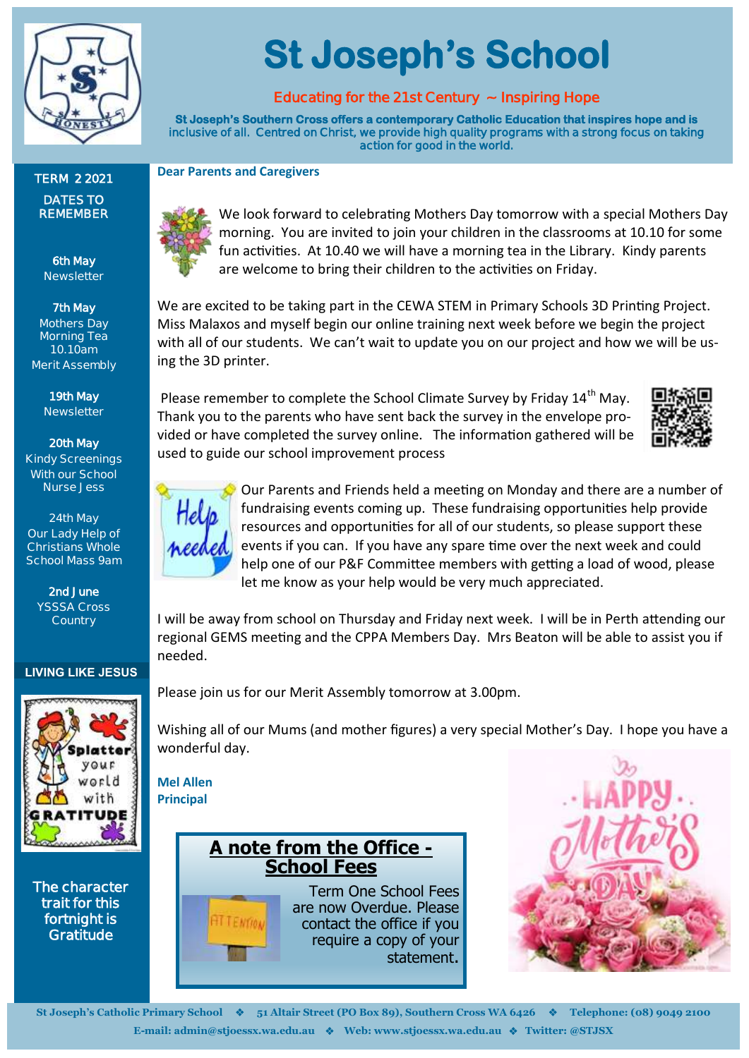# St Joseph's School

**Educating for the 21st Century ~ Inspiring Hope**

St Joseph's Southern Cross offers a contemporary Catholic Education that inspires hope and is inclusive of all. Centred on Christ, we provide high quality programs with a strong focus on taking action for good in the world.

## TERM 2 2021

### DATES TO REMEMBER

**6th May**
Newsletter

**7th May**
Mothers Day Morning Tea 10.10am
Merit Assembly

**19th May**
Newsletter

**20th May**
Kindy Screenings With our School Nurse Jess

**24th May**
Our Lady Help of Christians Whole School Mass 9am

**2nd June**
YSSSA Cross Country

### LIVING LIKE JESUS

The character trait for this fortnight is Gratitude

**Dear Parents and Caregivers**

We look forward to celebrating Mothers Day tomorrow with a special Mothers Day morning. You are invited to join your children in the classrooms at 10.10 for some fun activities. At 10.40 we will have a morning tea in the Library. Kindy parents are welcome to bring their children to the activities on Friday.

We are excited to be taking part in the CEWA STEM in Primary Schools 3D Printing Project. Miss Malaxos and myself begin our online training next week before we begin the project with all of our students. We can't wait to update you on our project and how we will be using the 3D printer.

Please remember to complete the School Climate Survey by Friday 14th May. Thank you to the parents who have sent back the survey in the envelope provided or have completed the survey online. The information gathered will be used to guide our school improvement process

Our Parents and Friends held a meeting on Monday and there are a number of fundraising events coming up. These fundraising opportunities help provide resources and opportunities for all of our students, so please support these events if you can. If you have any spare time over the next week and could help one of our P&F Committee members with getting a load of wood, please let me know as your help would be very much appreciated.

I will be away from school on Thursday and Friday next week. I will be in Perth attending our regional GEMS meeting and the CPPA Members Day. Mrs Beaton will be able to assist you if needed.

Please join us for our Merit Assembly tomorrow at 3.00pm.

Wishing all of our Mums (and mother figures) a very special Mother's Day. I hope you have a wonderful day.

**Mel Allen**
**Principal**

## A note from the Office - School Fees

Term One School Fees are now Overdue. Please contact the office if you require a copy of your statement.

St Joseph's Catholic Primary School ❖ 51 Altair Street (PO Box 89), Southern Cross WA 6426 ❖ Telephone: (08) 9049 2100
E-mail: admin@stjoessx.wa.edu.au ❖ Web: www.stjoessx.wa.edu.au ❖ Twitter: @STJSX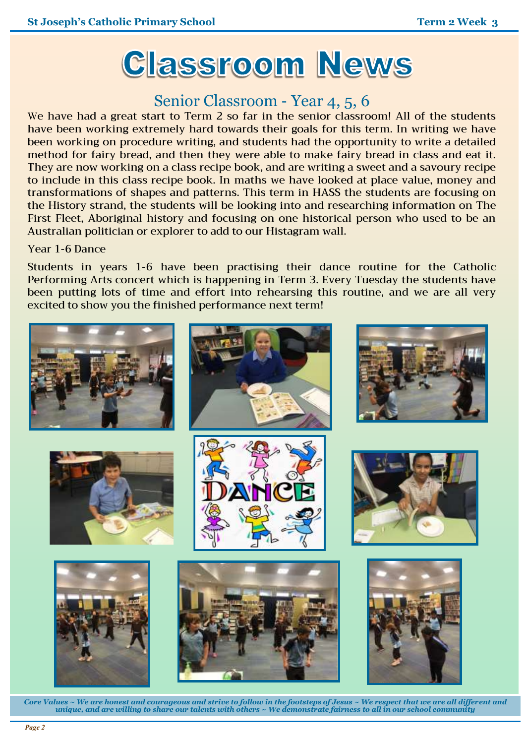# Classroom News

## Senior Classroom - Year 4, 5, 6

We have had a great start to Term 2 so far in the senior classroom! All of the students have been working extremely hard towards their goals for this term. In writing we have been working on procedure writing, and students had the opportunity to write a detailed method for fairy bread, and then they were able to make fairy bread in class and eat it. They are now working on a class recipe book, and are writing a sweet and a savoury recipe to include in this class recipe book. In maths we have looked at place value, money and transformations of shapes and patterns. This term in HASS the students are focusing on the History strand, the students will be looking into and researching information on The First Fleet, Aboriginal history and focusing on one historical person who used to be an Australian politician or explorer to add to our Histagram wall.

Year 1-6 Dance

Students in years 1-6 have been practising their dance routine for the Catholic Performing Arts concert which is happening in Term 3. Every Tuesday the students have been putting lots of time and effort into rehearsing this routine, and we are all very excited to show you the finished performance next term!

*Core Values ~ We are honest and courageous and strive to follow in the footsteps of Jesus ~ We respect that we are all different and unique, and are willing to share our talents with others ~ We demonstrate fairness to all in our school community*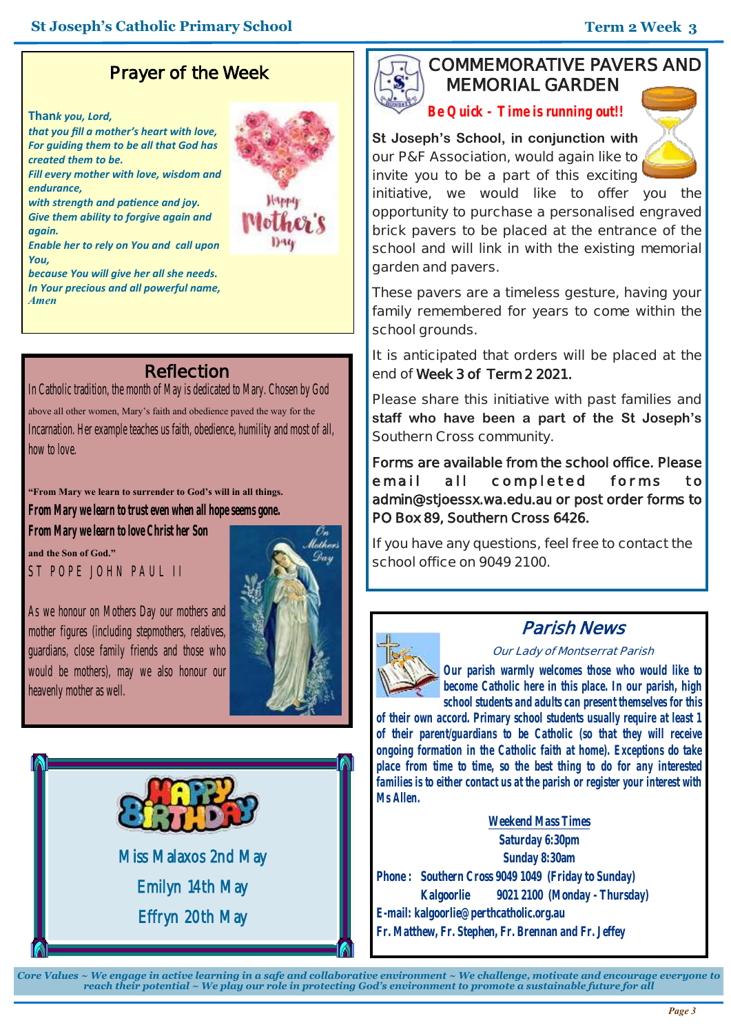## Prayer of the Week

*Thank you, Lord,*
*that you fill a mother's heart with love,*
*For guiding them to be all that God has created them to be.*
*Fill every mother with love, wisdom and endurance,*
*with strength and patience and joy.*
*Give them ability to forgive again and again.*
*Enable her to rely on You and call upon You,*
*because You will give her all she needs.*
*In Your precious and all powerful name,*
*Amen*

## Reflection

In Catholic tradition, the month of May is dedicated to Mary. Chosen by God above all other women, Mary's faith and obedience paved the way for the Incarnation. Her example teaches us faith, obedience, humility and most of all, how to love.

**"From Mary we learn to surrender to God's will in all things.**
**From Mary we learn to trust even when all hope seems gone.**
**From Mary we learn to love Christ her Son**
**and the Son of God."**
ST POPE JOHN PAUL II

As we honour on Mothers Day our mothers and mother figures (including stepmothers, relatives, guardians, close family friends and those who would be mothers), may we also honour our heavenly mother as well.

## HAPPY BIRTHDAY

Miss Malaxos 2nd May
Emilyn 14th May
Effryn 20th May

## COMMEMORATIVE PAVERS AND MEMORIAL GARDEN

**Be Quick - Time is running out!!**

**St Joseph's School, in conjunction with** our P&F Association, would again like to invite you to be a part of this exciting initiative, we would like to offer you the opportunity to purchase a personalised engraved brick pavers to be placed at the entrance of the school and will link in with the existing memorial garden and pavers.

These pavers are a timeless gesture, having your family remembered for years to come within the school grounds.

It is anticipated that orders will be placed at the end of **Week 3 of Term 2 2021.**

Please share this initiative with past families and **staff who have been a part of the St Joseph's** Southern Cross community.

**Forms are available from the school office. Please email all completed forms to admin@stjoessx.wa.edu.au or post order forms to PO Box 89, Southern Cross 6426.**

If you have any questions, feel free to contact the school office on 9049 2100.

## Parish News

*Our Lady of Montserrat Parish*

**Our parish warmly welcomes those who would like to become Catholic here in this place. In our parish, high school students and adults can present themselves for this of their own accord. Primary school students usually require at least 1 of their parent/guardians to be Catholic (so that they will receive ongoing formation in the Catholic faith at home). Exceptions do take place from time to time, so the best thing to do for any interested families is to either contact us at the parish or register your interest with Ms Allen.**

**Weekend Mass Times**
**Saturday 6:30pm**
**Sunday 8:30am**

**Phone: Southern Cross 9049 1049 (Friday to Sunday)**
**Kalgoorlie 9021 2100 (Monday - Thursday)**
**E-mail: kalgoorlie@perthcatholic.org.au**
**Fr. Matthew, Fr. Stephen, Fr. Brennan and Fr. Jeffey**

*Core Values ~ We engage in active learning in a safe and collaborative environment ~ We challenge, motivate and encourage everyone to reach their potential ~ We play our role in protecting God's environment to promote a sustainable future for all*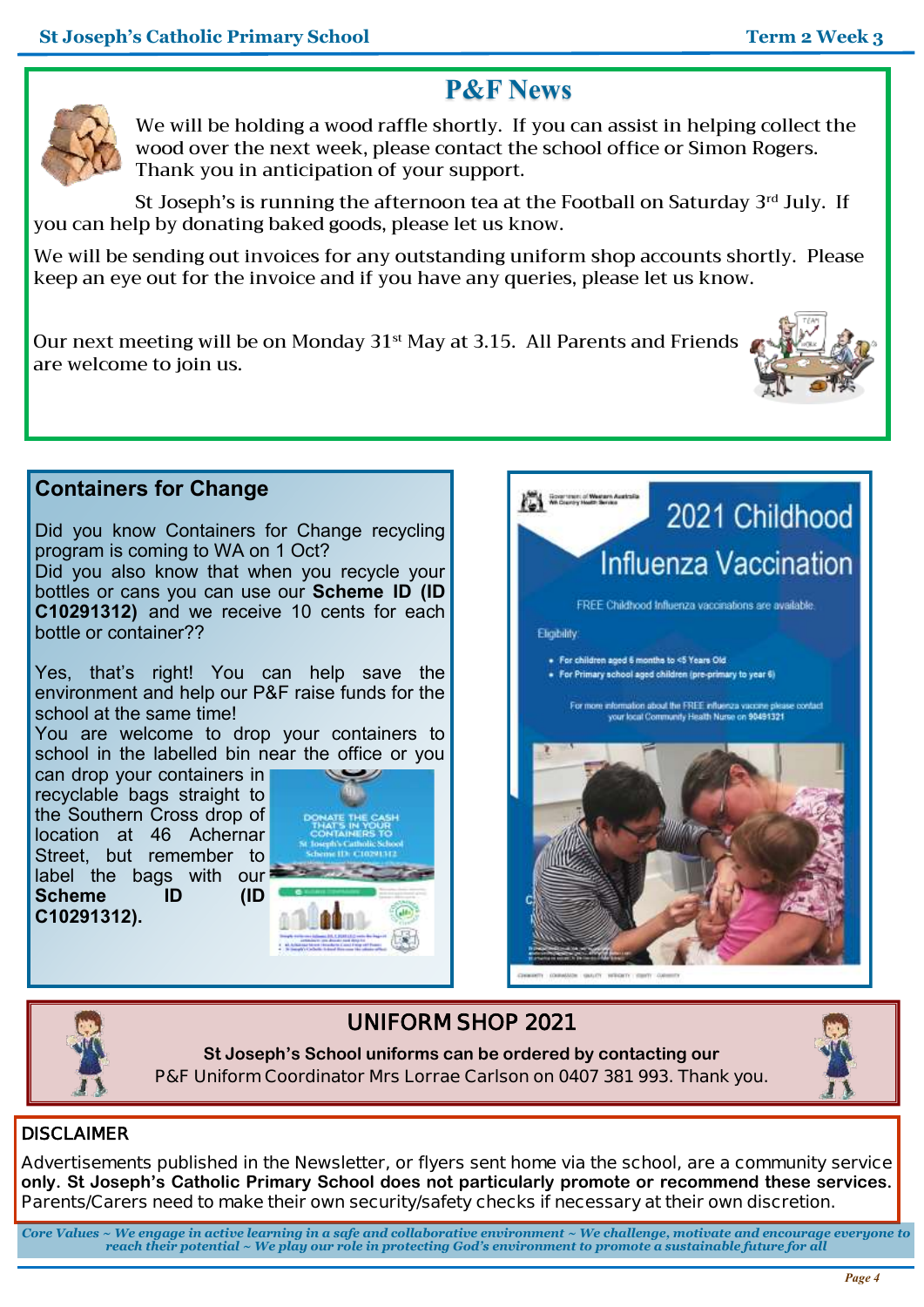## P&F News

We will be holding a wood raffle shortly. If you can assist in helping collect the wood over the next week, please contact the school office or Simon Rogers. Thank you in anticipation of your support.

St Joseph's is running the afternoon tea at the Football on Saturday 3rd July. If you can help by donating baked goods, please let us know.

We will be sending out invoices for any outstanding uniform shop accounts shortly. Please keep an eye out for the invoice and if you have any queries, please let us know.

Our next meeting will be on Monday 31st May at 3.15. All Parents and Friends are welcome to join us.

## Containers for Change

Did you know Containers for Change recycling program is coming to WA on 1 Oct?
Did you also know that when you recycle your bottles or cans you can use our **Scheme ID (ID C10291312)** and we receive 10 cents for each bottle or container??

Yes, that's right! You can help save the environment and help our P&F raise funds for the school at the same time!
You are welcome to drop your containers to school in the labelled bin near the office or you can drop your containers in recyclable bags straight to the Southern Cross drop of location at 46 Achernar Street, but remember to label the bags with our **Scheme ID (ID C10291312).**

DONATE THE CASH THAT'S IN YOUR CONTAINERS TO St Joseph's Catholic School Scheme ID: C10291312

## 2021 Childhood Influenza Vaccination

FREE Childhood Influenza vaccinations are available.

Eligibility

- For children aged 6 months to <5 Years Old
- For Primary school aged children (pre-primary to year 6)

For more information about the FREE influenza vaccine please contact your local Community Health Nurse on 90491321

## UNIFORM SHOP 2021

**St Joseph's School uniforms can be ordered by contacting our**
P&F Uniform Coordinator Mrs Lorrae Carlson on 0407 381 993. Thank you.

## DISCLAIMER

Advertisements published in the Newsletter, or flyers sent home via the school, are a community service **only. St Joseph's Catholic Primary School does not particularly promote or recommend these services.** Parents/Carers need to make their own security/safety checks if necessary at their own discretion.

*Core Values ~ We engage in active learning in a safe and collaborative environment ~ We challenge, motivate and encourage everyone to reach their potential ~ We play our role in protecting God's environment to promote a sustainable future for all*